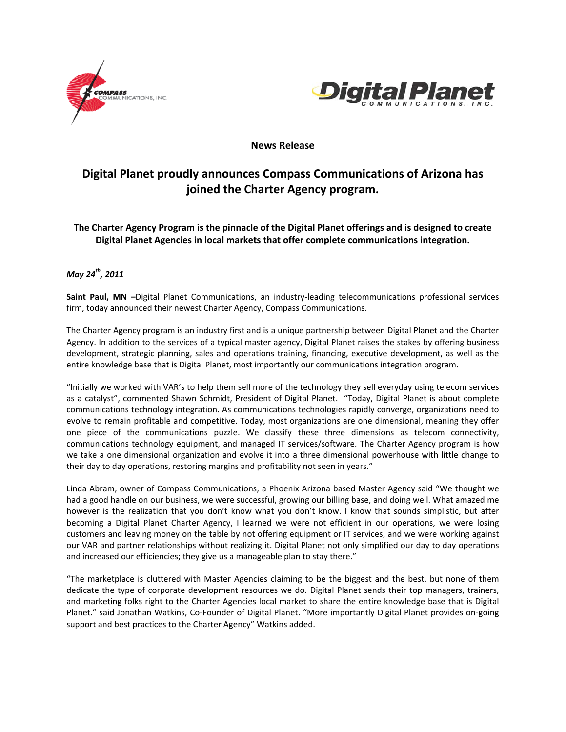**News Release**

# Digital Planet proudly announces Compass Communications of Arizona has joined the Charter Agency program.

### The Charter Agency Program is the pinnacle of the Digital Planet offerings and is designed to create Digital Planet Agencies in local markets that offer complete communications integration.

***May 24th, 2011***

**Saint Paul, MN –**Digital Planet Communications, an industry-leading telecommunications professional services firm, today announced their newest Charter Agency, Compass Communications.

The Charter Agency program is an industry first and is a unique partnership between Digital Planet and the Charter Agency. In addition to the services of a typical master agency, Digital Planet raises the stakes by offering business development, strategic planning, sales and operations training, financing, executive development, as well as the entire knowledge base that is Digital Planet, most importantly our communications integration program.

"Initially we worked with VAR's to help them sell more of the technology they sell everyday using telecom services as a catalyst", commented Shawn Schmidt, President of Digital Planet. "Today, Digital Planet is about complete communications technology integration. As communications technologies rapidly converge, organizations need to evolve to remain profitable and competitive. Today, most organizations are one dimensional, meaning they offer one piece of the communications puzzle. We classify these three dimensions as telecom connectivity, communications technology equipment, and managed IT services/software. The Charter Agency program is how we take a one dimensional organization and evolve it into a three dimensional powerhouse with little change to their day to day operations, restoring margins and profitability not seen in years."

Linda Abram, owner of Compass Communications, a Phoenix Arizona based Master Agency said "We thought we had a good handle on our business, we were successful, growing our billing base, and doing well. What amazed me however is the realization that you don't know what you don't know. I know that sounds simplistic, but after becoming a Digital Planet Charter Agency, I learned we were not efficient in our operations, we were losing customers and leaving money on the table by not offering equipment or IT services, and we were working against our VAR and partner relationships without realizing it. Digital Planet not only simplified our day to day operations and increased our efficiencies; they give us a manageable plan to stay there."

"The marketplace is cluttered with Master Agencies claiming to be the biggest and the best, but none of them dedicate the type of corporate development resources we do. Digital Planet sends their top managers, trainers, and marketing folks right to the Charter Agencies local market to share the entire knowledge base that is Digital Planet." said Jonathan Watkins, Co-Founder of Digital Planet. "More importantly Digital Planet provides on-going support and best practices to the Charter Agency" Watkins added.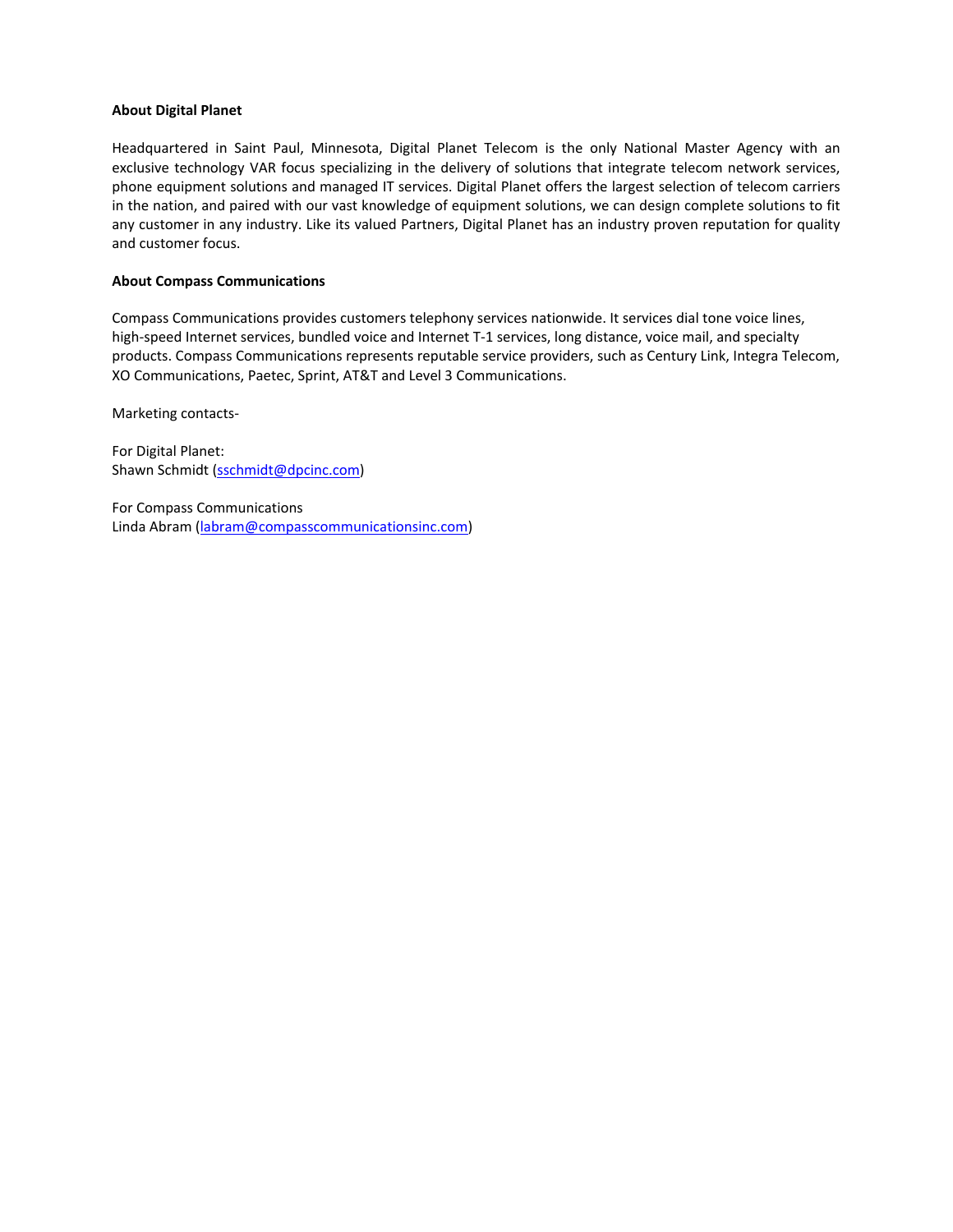**About Digital Planet**

Headquartered in Saint Paul, Minnesota, Digital Planet Telecom is the only National Master Agency with an exclusive technology VAR focus specializing in the delivery of solutions that integrate telecom network services, phone equipment solutions and managed IT services. Digital Planet offers the largest selection of telecom carriers in the nation, and paired with our vast knowledge of equipment solutions, we can design complete solutions to fit any customer in any industry. Like its valued Partners, Digital Planet has an industry proven reputation for quality and customer focus.

**About Compass Communications**

Compass Communications provides customers telephony services nationwide. It services dial tone voice lines, high-speed Internet services, bundled voice and Internet T-1 services, long distance, voice mail, and specialty products. Compass Communications represents reputable service providers, such as Century Link, Integra Telecom, XO Communications, Paetec, Sprint, AT&T and Level 3 Communications.

Marketing contacts-

For Digital Planet:
Shawn Schmidt (sschmidt@dpcinc.com)

For Compass Communications
Linda Abram (labram@compasscommunicationsinc.com)